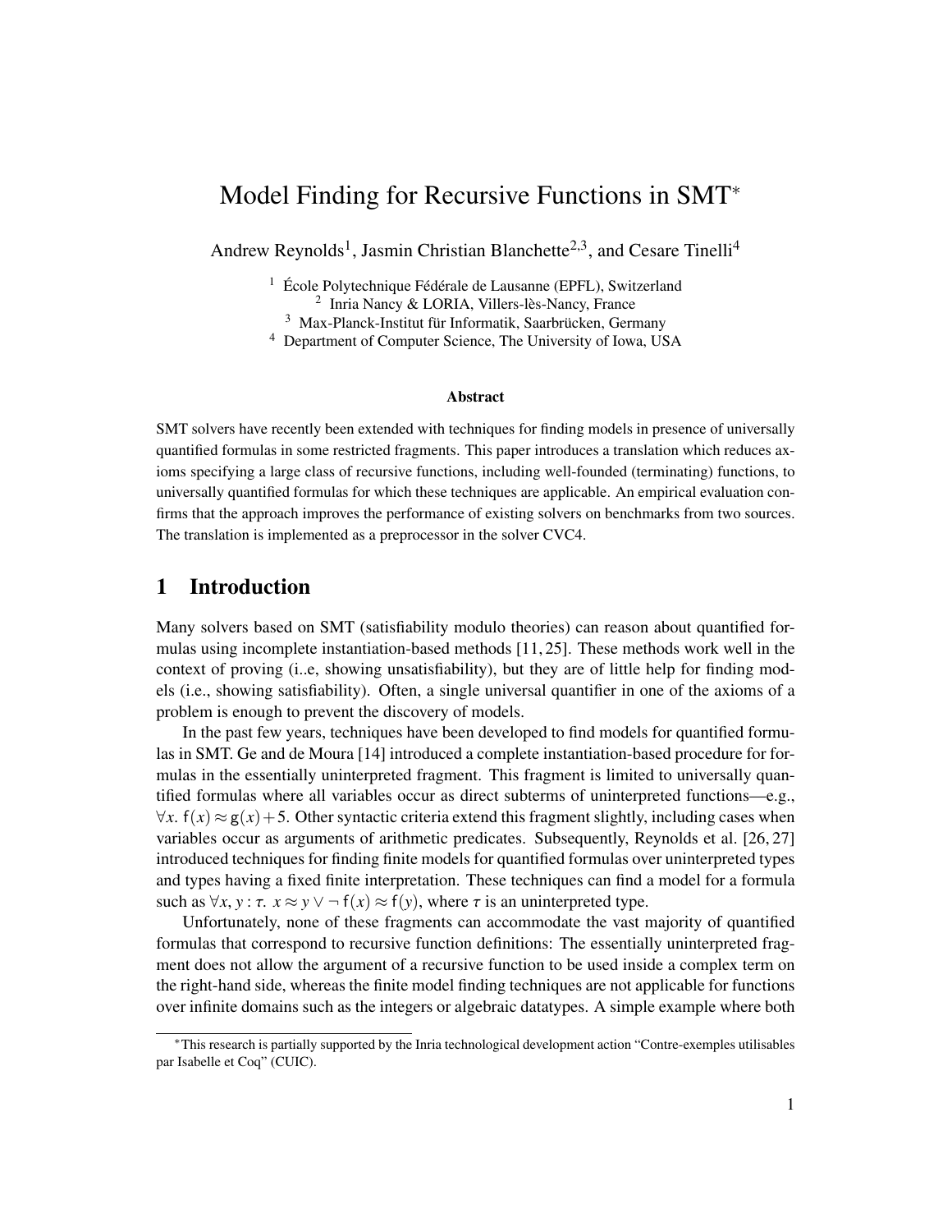# Model Finding for Recursive Functions in SMT*

Andrew Reynolds[1], Jasmin Christian Blanchette[2,3], and Cesare Tinelli[4]

[1] École Polytechnique Fédérale de Lausanne (EPFL), Switzerland
[2] Inria Nancy & LORIA, Villers-lès-Nancy, France
[3] Max-Planck-Institut für Informatik, Saarbrücken, Germany
[4] Department of Computer Science, The University of Iowa, USA

**Abstract**

SMT solvers have recently been extended with techniques for finding models in presence of universally quantified formulas in some restricted fragments. This paper introduces a translation which reduces axioms specifying a large class of recursive functions, including well-founded (terminating) functions, to universally quantified formulas for which these techniques are applicable. An empirical evaluation confirms that the approach improves the performance of existing solvers on benchmarks from two sources. The translation is implemented as a preprocessor in the solver CVC4.

## 1 Introduction

Many solvers based on SMT (satisfiability modulo theories) can reason about quantified formulas using incomplete instantiation-based methods [11, 25]. These methods work well in the context of proving (i..e, showing unsatisfiability), but they are of little help for finding models (i.e., showing satisfiability). Often, a single universal quantifier in one of the axioms of a problem is enough to prevent the discovery of models.

In the past few years, techniques have been developed to find models for quantified formulas in SMT. Ge and de Moura [14] introduced a complete instantiation-based procedure for formulas in the essentially uninterpreted fragment. This fragment is limited to universally quantified formulas where all variables occur as direct subterms of uninterpreted functions—e.g., $\forall x.\ \mathsf{f}(x) \approx \mathsf{g}(x) + 5$. Other syntactic criteria extend this fragment slightly, including cases when variables occur as arguments of arithmetic predicates. Subsequently, Reynolds et al. [26, 27] introduced techniques for finding finite models for quantified formulas over uninterpreted types and types having a fixed finite interpretation. These techniques can find a model for a formula such as $\forall x, y : \tau.\ x \approx y \vee \neg\, \mathsf{f}(x) \approx \mathsf{f}(y)$, where $\tau$ is an uninterpreted type.

Unfortunately, none of these fragments can accommodate the vast majority of quantified formulas that correspond to recursive function definitions: The essentially uninterpreted fragment does not allow the argument of a recursive function to be used inside a complex term on the right-hand side, whereas the finite model finding techniques are not applicable for functions over infinite domains such as the integers or algebraic datatypes. A simple example where both

*This research is partially supported by the Inria technological development action "Contre-exemples utilisables par Isabelle et Coq" (CUIC).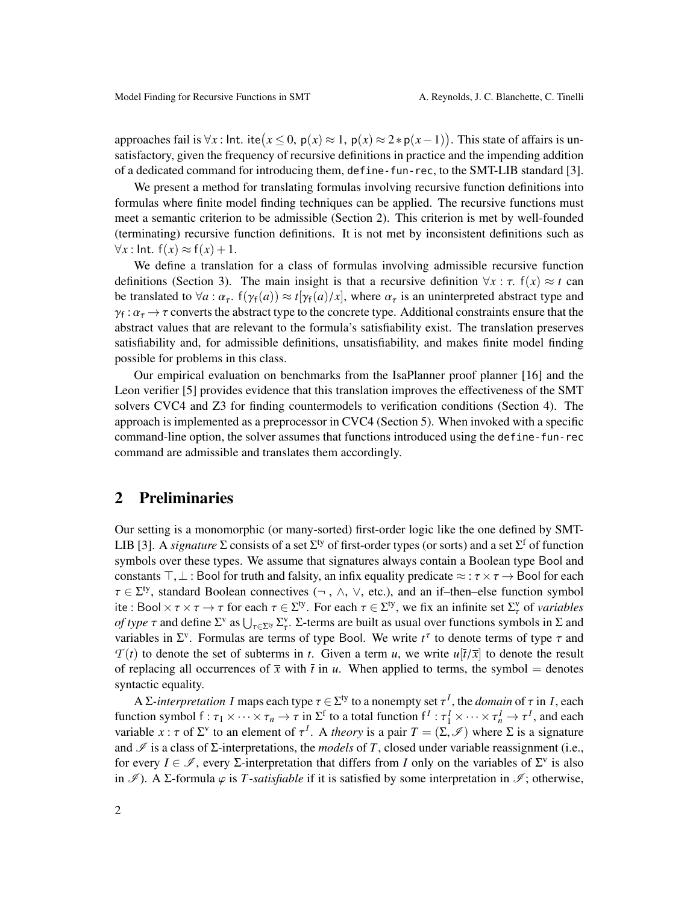approaches fail is $\forall x : \mathsf{Int}.\ \mathsf{ite}\big(x \leq 0,\ \mathsf{p}(x) \approx 1,\ \mathsf{p}(x) \approx 2 * \mathsf{p}(x-1)\big)$. This state of affairs is unsatisfactory, given the frequency of recursive definitions in practice and the impending addition of a dedicated command for introducing them, `define-fun-rec`, to the SMT-LIB standard [3].

We present a method for translating formulas involving recursive function definitions into formulas where finite model finding techniques can be applied. The recursive functions must meet a semantic criterion to be admissible (Section 2). This criterion is met by well-founded (terminating) recursive function definitions. It is not met by inconsistent definitions such as $\forall x : \mathsf{Int}.\ \mathsf{f}(x) \approx \mathsf{f}(x) + 1$.

We define a translation for a class of formulas involving admissible recursive function definitions (Section 3). The main insight is that a recursive definition $\forall x : \tau.\ \mathsf{f}(x) \approx t$ can be translated to $\forall a : \alpha_\tau.\ \mathsf{f}(\gamma_\mathsf{f}(a)) \approx t[\gamma_\mathsf{f}(a)/x]$, where $\alpha_\tau$ is an uninterpreted abstract type and $\gamma_\mathsf{f} : \alpha_\tau \to \tau$ converts the abstract type to the concrete type. Additional constraints ensure that the abstract values that are relevant to the formula's satisfiability exist. The translation preserves satisfiability and, for admissible definitions, unsatisfiability, and makes finite model finding possible for problems in this class.

Our empirical evaluation on benchmarks from the IsaPlanner proof planner [16] and the Leon verifier [5] provides evidence that this translation improves the effectiveness of the SMT solvers CVC4 and Z3 for finding countermodels to verification conditions (Section 4). The approach is implemented as a preprocessor in CVC4 (Section 5). When invoked with a specific command-line option, the solver assumes that functions introduced using the `define-fun-rec` command are admissible and translates them accordingly.

## 2 Preliminaries

Our setting is a monomorphic (or many-sorted) first-order logic like the one defined by SMT-LIB [3]. A *signature* $\Sigma$ consists of a set $\Sigma^{\mathrm{ty}}$ of first-order types (or sorts) and a set $\Sigma^{\mathrm{f}}$ of function symbols over these types. We assume that signatures always contain a Boolean type $\mathsf{Bool}$ and constants $\top, \bot : \mathsf{Bool}$ for truth and falsity, an infix equality predicate $\approx : \tau \times \tau \to \mathsf{Bool}$ for each $\tau \in \Sigma^{\mathrm{ty}}$, standard Boolean connectives ($\neg$, $\wedge$, $\vee$, etc.), and an if–then–else function symbol $\mathsf{ite} : \mathsf{Bool} \times \tau \times \tau \to \tau$ for each $\tau \in \Sigma^{\mathrm{ty}}$. For each $\tau \in \Sigma^{\mathrm{ty}}$, we fix an infinite set $\Sigma^{\mathrm{v}}_\tau$ of *variables of type* $\tau$ and define $\Sigma^{\mathrm{v}}$ as $\bigcup_{\tau \in \Sigma^{\mathrm{ty}}} \Sigma^{\mathrm{v}}_\tau$. $\Sigma$-terms are built as usual over functions symbols in $\Sigma$ and variables in $\Sigma^{\mathrm{v}}$. Formulas are terms of type $\mathsf{Bool}$. We write $t^\tau$ to denote terms of type $\tau$ and $\mathcal{T}(t)$ to denote the set of subterms in $t$. Given a term $u$, we write $u[\bar{t}/\bar{x}]$ to denote the result of replacing all occurrences of $\bar{x}$ with $\bar{t}$ in $u$. When applied to terms, the symbol $=$ denotes syntactic equality.

A $\Sigma$-*interpretation* $I$ maps each type $\tau \in \Sigma^{\mathrm{ty}}$ to a nonempty set $\tau^I$, the *domain* of $\tau$ in $I$, each function symbol $\mathsf{f} : \tau_1 \times \cdots \times \tau_n \to \tau$ in $\Sigma^{\mathrm{f}}$ to a total function $\mathsf{f}^I : \tau_1^I \times \cdots \times \tau_n^I \to \tau^I$, and each variable $x : \tau$ of $\Sigma^{\mathrm{v}}$ to an element of $\tau^I$. A *theory* is a pair $T = (\Sigma, \mathscr{I})$ where $\Sigma$ is a signature and $\mathscr{I}$ is a class of $\Sigma$-interpretations, the *models* of $T$, closed under variable reassignment (i.e., for every $I \in \mathscr{I}$, every $\Sigma$-interpretation that differs from $I$ only on the variables of $\Sigma^{\mathrm{v}}$ is also in $\mathscr{I}$). A $\Sigma$-formula $\varphi$ is $T$-*satisfiable* if it is satisfied by some interpretation in $\mathscr{I}$; otherwise,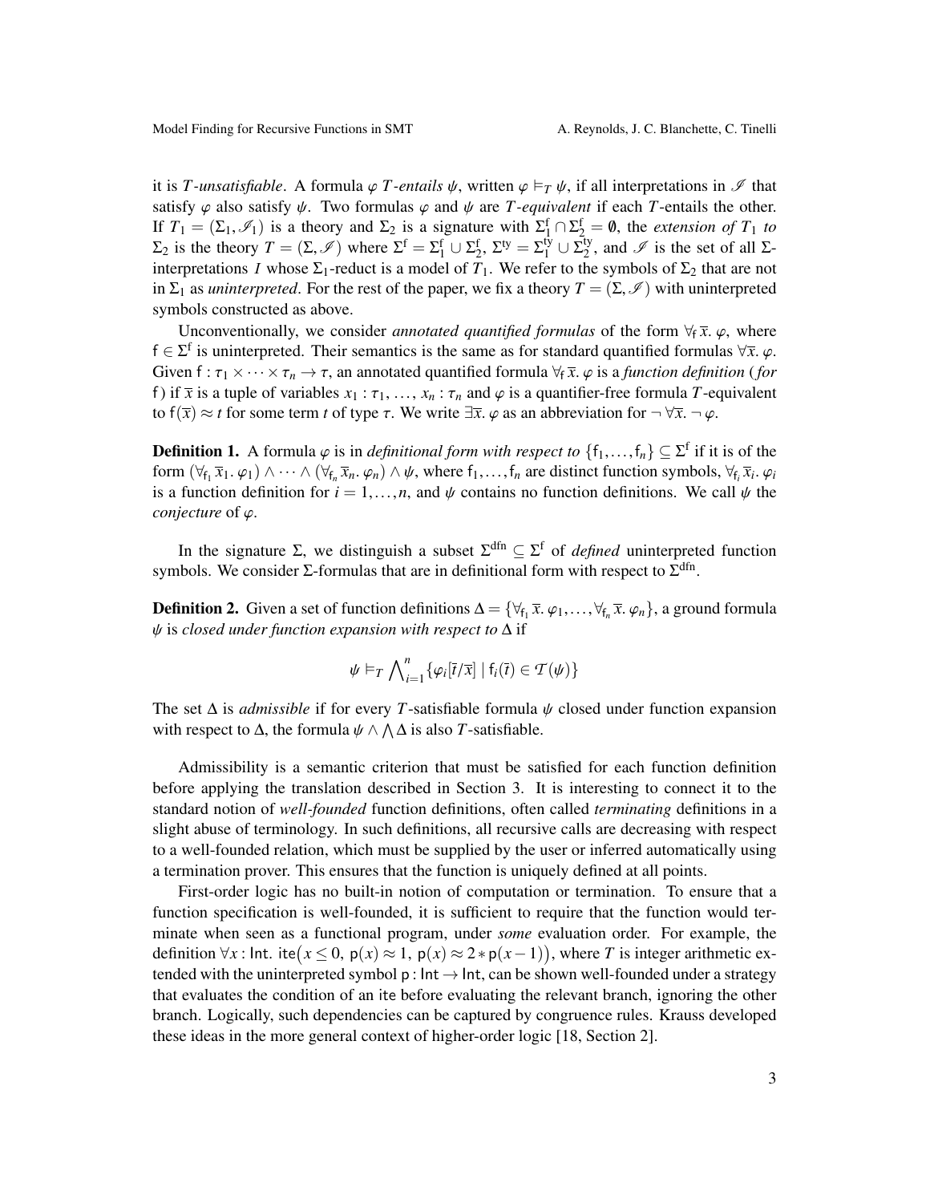it is $T$*-unsatisfiable*. A formula $\varphi$ $T$*-entails* $\psi$, written $\varphi \models_T \psi$, if all interpretations in $\mathscr{I}$ that satisfy $\varphi$ also satisfy $\psi$. Two formulas $\varphi$ and $\psi$ are $T$*-equivalent* if each $T$-entails the other. If $T_1 = (\Sigma_1, \mathscr{I}_1)$ is a theory and $\Sigma_2$ is a signature with $\Sigma_1^{\mathrm{f}} \cap \Sigma_2^{\mathrm{f}} = \emptyset$, the *extension of* $T_1$ *to* $\Sigma_2$ is the theory $T = (\Sigma, \mathscr{I})$ where $\Sigma^{\mathrm{f}} = \Sigma_1^{\mathrm{f}} \cup \Sigma_2^{\mathrm{f}}$, $\Sigma^{\mathrm{ty}} = \Sigma_1^{\mathrm{ty}} \cup \Sigma_2^{\mathrm{ty}}$, and $\mathscr{I}$ is the set of all $\Sigma$-interpretations $I$ whose $\Sigma_1$-reduct is a model of $T_1$. We refer to the symbols of $\Sigma_2$ that are not in $\Sigma_1$ as *uninterpreted*. For the rest of the paper, we fix a theory $T = (\Sigma, \mathscr{I})$ with uninterpreted symbols constructed as above.

Unconventionally, we consider *annotated quantified formulas* of the form $\forall_{\mathsf{f}}\, \bar{x}.\, \varphi$, where $\mathsf{f} \in \Sigma^{\mathrm{f}}$ is uninterpreted. Their semantics is the same as for standard quantified formulas $\forall \bar{x}.\, \varphi$. Given $\mathsf{f} : \tau_1 \times \cdots \times \tau_n \to \tau$, an annotated quantified formula $\forall_{\mathsf{f}}\, \bar{x}.\, \varphi$ is a *function definition* (*for* $\mathsf{f}$) if $\bar{x}$ is a tuple of variables $x_1 : \tau_1, \ldots, x_n : \tau_n$ and $\varphi$ is a quantifier-free formula $T$-equivalent to $\mathsf{f}(\bar{x}) \approx t$ for some term $t$ of type $\tau$. We write $\exists \bar{x}.\, \varphi$ as an abbreviation for $\neg\, \forall \bar{x}.\, \neg\, \varphi$.

**Definition 1.** A formula $\varphi$ is in *definitional form with respect to* $\{\mathsf{f}_1, \ldots, \mathsf{f}_n\} \subseteq \Sigma^{\mathrm{f}}$ if it is of the form $(\forall_{\mathsf{f}_1}\, \bar{x}_1.\, \varphi_1) \wedge \cdots \wedge (\forall_{\mathsf{f}_n}\, \bar{x}_n.\, \varphi_n) \wedge \psi$, where $\mathsf{f}_1, \ldots, \mathsf{f}_n$ are distinct function symbols, $\forall_{\mathsf{f}_i}\, \bar{x}_i.\, \varphi_i$ is a function definition for $i = 1, \ldots, n$, and $\psi$ contains no function definitions. We call $\psi$ the *conjecture* of $\varphi$.

In the signature $\Sigma$, we distinguish a subset $\Sigma^{\mathrm{dfn}} \subseteq \Sigma^{\mathrm{f}}$ of *defined* uninterpreted function symbols. We consider $\Sigma$-formulas that are in definitional form with respect to $\Sigma^{\mathrm{dfn}}$.

**Definition 2.** Given a set of function definitions $\Delta = \{\forall_{\mathsf{f}_1}\, \bar{x}.\, \varphi_1, \ldots, \forall_{\mathsf{f}_n}\, \bar{x}.\, \varphi_n\}$, a ground formula $\psi$ is *closed under function expansion with respect to* $\Delta$ if

$$\psi \models_T \bigwedge_{i=1}^{n} \{\varphi_i[\bar{t}/\bar{x}] \mid \mathsf{f}_i(\bar{t}) \in \mathcal{T}(\psi)\}$$

The set $\Delta$ is *admissible* if for every $T$-satisfiable formula $\psi$ closed under function expansion with respect to $\Delta$, the formula $\psi \wedge \bigwedge \Delta$ is also $T$-satisfiable.

Admissibility is a semantic criterion that must be satisfied for each function definition before applying the translation described in Section 3. It is interesting to connect it to the standard notion of *well-founded* function definitions, often called *terminating* definitions in a slight abuse of terminology. In such definitions, all recursive calls are decreasing with respect to a well-founded relation, which must be supplied by the user or inferred automatically using a termination prover. This ensures that the function is uniquely defined at all points.

First-order logic has no built-in notion of computation or termination. To ensure that a function specification is well-founded, it is sufficient to require that the function would terminate when seen as a functional program, under *some* evaluation order. For example, the definition $\forall x : \mathsf{Int}.\ \mathsf{ite}\big(x \leq 0,\ \mathsf{p}(x) \approx 1,\ \mathsf{p}(x) \approx 2 * \mathsf{p}(x-1)\big)$, where $T$ is integer arithmetic extended with the uninterpreted symbol $\mathsf{p} : \mathsf{Int} \to \mathsf{Int}$, can be shown well-founded under a strategy that evaluates the condition of an $\mathsf{ite}$ before evaluating the relevant branch, ignoring the other branch. Logically, such dependencies can be captured by congruence rules. Krauss developed these ideas in the more general context of higher-order logic [18, Section 2].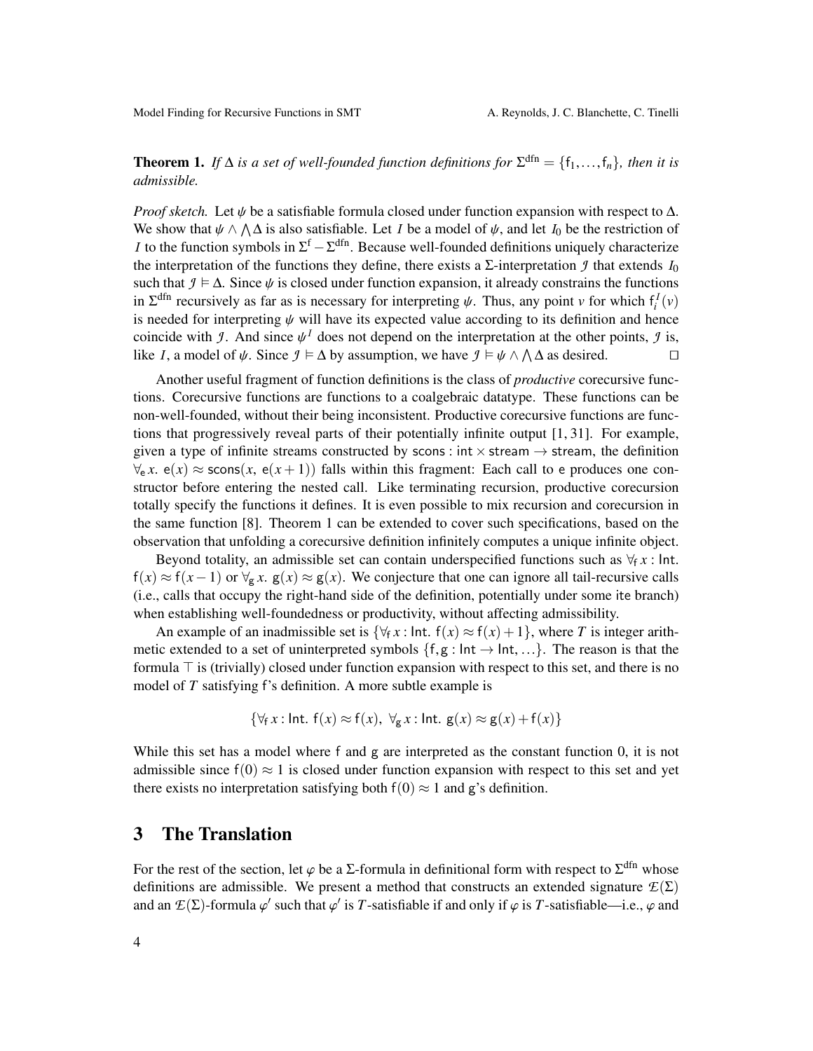**Theorem 1.** *If $\Delta$ is a set of well-founded function definitions for $\Sigma^{\mathsf{dfn}} = \{\mathsf{f}_1, \ldots, \mathsf{f}_n\}$, then it is admissible.*

*Proof sketch.* Let $\psi$ be a satisfiable formula closed under function expansion with respect to $\Delta$. We show that $\psi \wedge \bigwedge \Delta$ is also satisfiable. Let $I$ be a model of $\psi$, and let $I_0$ be the restriction of $I$ to the function symbols in $\Sigma^{\mathsf{f}} - \Sigma^{\mathsf{dfn}}$. Because well-founded definitions uniquely characterize the interpretation of the functions they define, there exists a $\Sigma$-interpretation $\mathcal{J}$ that extends $I_0$ such that $\mathcal{J} \models \Delta$. Since $\psi$ is closed under function expansion, it already constrains the functions in $\Sigma^{\mathsf{dfn}}$ recursively as far as is necessary for interpreting $\psi$. Thus, any point $v$ for which $\mathsf{f}_i^I(v)$ is needed for interpreting $\psi$ will have its expected value according to its definition and hence coincide with $\mathcal{J}$. And since $\psi^I$ does not depend on the interpretation at the other points, $\mathcal{J}$ is, like $I$, a model of $\psi$. Since $\mathcal{J} \models \Delta$ by assumption, we have $\mathcal{J} \models \psi \wedge \bigwedge \Delta$ as desired. $\square$

Another useful fragment of function definitions is the class of *productive* corecursive functions. Corecursive functions are functions to a coalgebraic datatype. These functions can be non-well-founded, without their being inconsistent. Productive corecursive functions are functions that progressively reveal parts of their potentially infinite output [1, 31]. For example, given a type of infinite streams constructed by $\mathsf{scons} : \mathsf{int} \times \mathsf{stream} \to \mathsf{stream}$, the definition $\forall_{\mathsf{e}}\, x.\ \mathsf{e}(x) \approx \mathsf{scons}(x,\ \mathsf{e}(x+1))$ falls within this fragment: Each call to $\mathsf{e}$ produces one constructor before entering the nested call. Like terminating recursion, productive corecursion totally specify the functions it defines. It is even possible to mix recursion and corecursion in the same function [8]. Theorem 1 can be extended to cover such specifications, based on the observation that unfolding a corecursive definition infinitely computes a unique infinite object.

Beyond totality, an admissible set can contain underspecified functions such as $\forall_{\mathsf{f}}\, x : \mathsf{Int}.\ \mathsf{f}(x) \approx \mathsf{f}(x-1)$ or $\forall_{\mathsf{g}}\, x.\ \mathsf{g}(x) \approx \mathsf{g}(x)$. We conjecture that one can ignore all tail-recursive calls (i.e., calls that occupy the right-hand side of the definition, potentially under some ite branch) when establishing well-foundedness or productivity, without affecting admissibility.

An example of an inadmissible set is $\{\forall_{\mathsf{f}}\, x : \mathsf{Int}.\ \mathsf{f}(x) \approx \mathsf{f}(x) + 1\}$, where $T$ is integer arithmetic extended to a set of uninterpreted symbols $\{\mathsf{f}, \mathsf{g} : \mathsf{Int} \to \mathsf{Int}, \ldots\}$. The reason is that the formula $\top$ is (trivially) closed under function expansion with respect to this set, and there is no model of $T$ satisfying $\mathsf{f}$'s definition. A more subtle example is

$$\{\forall_{\mathsf{f}}\, x : \mathsf{Int}.\ \mathsf{f}(x) \approx \mathsf{f}(x),\ \forall_{\mathsf{g}}\, x : \mathsf{Int}.\ \mathsf{g}(x) \approx \mathsf{g}(x) + \mathsf{f}(x)\}$$

While this set has a model where $\mathsf{f}$ and $\mathsf{g}$ are interpreted as the constant function 0, it is not admissible since $\mathsf{f}(0) \approx 1$ is closed under function expansion with respect to this set and yet there exists no interpretation satisfying both $\mathsf{f}(0) \approx 1$ and $\mathsf{g}$'s definition.

## 3 The Translation

For the rest of the section, let $\varphi$ be a $\Sigma$-formula in definitional form with respect to $\Sigma^{\mathsf{dfn}}$ whose definitions are admissible. We present a method that constructs an extended signature $\mathcal{E}(\Sigma)$ and an $\mathcal{E}(\Sigma)$-formula $\varphi'$ such that $\varphi'$ is $T$-satisfiable if and only if $\varphi$ is $T$-satisfiable—i.e., $\varphi$ and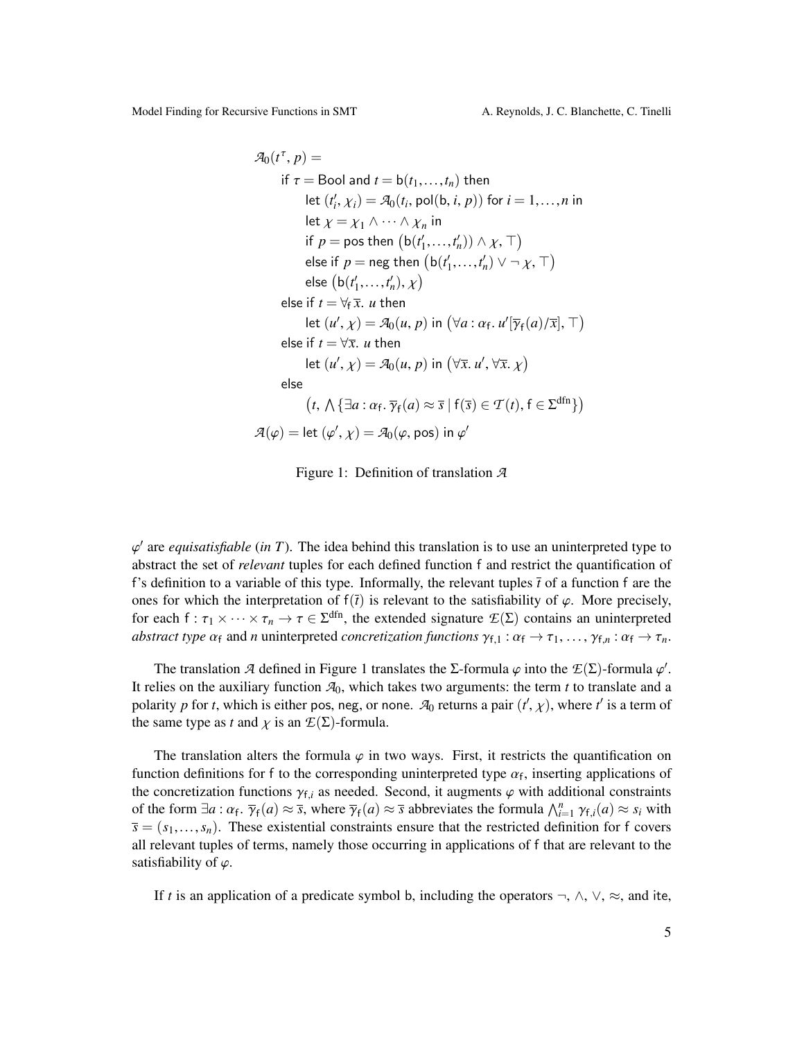$$
\begin{aligned}
&\mathcal{A}_0(t^\tau, p) = \\
&\quad \text{if } \tau = \mathsf{Bool} \text{ and } t = \mathsf{b}(t_1, \ldots, t_n) \text{ then} \\
&\quad\quad \text{let } (t_i', \chi_i) = \mathcal{A}_0(t_i, \mathsf{pol}(\mathsf{b}, i, p)) \text{ for } i = 1, \ldots, n \text{ in} \\
&\quad\quad \text{let } \chi = \chi_1 \wedge \cdots \wedge \chi_n \text{ in} \\
&\quad\quad \text{if } p = \mathsf{pos} \text{ then } \big(\mathsf{b}(t_1', \ldots, t_n')) \wedge \chi, \top\big) \\
&\quad\quad \text{else if } p = \mathsf{neg} \text{ then } \big(\mathsf{b}(t_1', \ldots, t_n') \vee \neg\, \chi, \top\big) \\
&\quad\quad \text{else } \big(\mathsf{b}(t_1', \ldots, t_n'), \chi\big) \\
&\quad \text{else if } t = \forall_{\mathsf{f}}\, \overline{x}.\ u \text{ then} \\
&\quad\quad \text{let } (u', \chi) = \mathcal{A}_0(u, p) \text{ in } \big(\forall a : \alpha_{\mathsf{f}}.\ u'[\overline{\gamma}_{\mathsf{f}}(a)/\overline{x}], \top\big) \\
&\quad \text{else if } t = \forall \overline{x}.\ u \text{ then} \\
&\quad\quad \text{let } (u', \chi) = \mathcal{A}_0(u, p) \text{ in } \big(\forall \overline{x}.\ u', \forall \overline{x}.\ \chi\big) \\
&\quad \text{else} \\
&\quad\quad \big(t, \textstyle\bigwedge \{\exists a : \alpha_{\mathsf{f}}.\ \overline{\gamma}_{\mathsf{f}}(a) \approx \overline{s} \mid \mathsf{f}(\overline{s}) \in \mathcal{T}(t), \mathsf{f} \in \Sigma^{\mathrm{dfn}}\}\big) \\
&\mathcal{A}(\varphi) = \text{let } (\varphi', \chi) = \mathcal{A}_0(\varphi, \mathsf{pos}) \text{ in } \varphi'
\end{aligned}
$$

Figure 1: Definition of translation $\mathcal{A}$

$\varphi'$ are *equisatisfiable* (*in $T$*). The idea behind this translation is to use an uninterpreted type to abstract the set of *relevant* tuples for each defined function f and restrict the quantification of f's definition to a variable of this type. Informally, the relevant tuples $\bar{t}$ of a function f are the ones for which the interpretation of $\mathsf{f}(\bar{t})$ is relevant to the satisfiability of $\varphi$. More precisely, for each $\mathsf{f} : \tau_1 \times \cdots \times \tau_n \to \tau \in \Sigma^{\mathrm{dfn}}$, the extended signature $\mathcal{E}(\Sigma)$ contains an uninterpreted *abstract type* $\alpha_{\mathsf{f}}$ and $n$ uninterpreted *concretization functions* $\gamma_{\mathsf{f},1} : \alpha_{\mathsf{f}} \to \tau_1, \ldots, \gamma_{\mathsf{f},n} : \alpha_{\mathsf{f}} \to \tau_n$.

The translation $\mathcal{A}$ defined in Figure 1 translates the $\Sigma$-formula $\varphi$ into the $\mathcal{E}(\Sigma)$-formula $\varphi'$. It relies on the auxiliary function $\mathcal{A}_0$, which takes two arguments: the term $t$ to translate and a polarity $p$ for $t$, which is either pos, neg, or none. $\mathcal{A}_0$ returns a pair $(t', \chi)$, where $t'$ is a term of the same type as $t$ and $\chi$ is an $\mathcal{E}(\Sigma)$-formula.

The translation alters the formula $\varphi$ in two ways. First, it restricts the quantification on function definitions for f to the corresponding uninterpreted type $\alpha_{\mathsf{f}}$, inserting applications of the concretization functions $\gamma_{\mathsf{f},i}$ as needed. Second, it augments $\varphi$ with additional constraints of the form $\exists a : \alpha_{\mathsf{f}}.\ \overline{\gamma}_{\mathsf{f}}(a) \approx \overline{s}$, where $\overline{\gamma}_{\mathsf{f}}(a) \approx \overline{s}$ abbreviates the formula $\bigwedge_{i=1}^{n} \gamma_{\mathsf{f},i}(a) \approx s_i$ with $\overline{s} = (s_1, \ldots, s_n)$. These existential constraints ensure that the restricted definition for f covers all relevant tuples of terms, namely those occurring in applications of f that are relevant to the satisfiability of $\varphi$.

If $t$ is an application of a predicate symbol b, including the operators $\neg$, $\wedge$, $\vee$, $\approx$, and ite,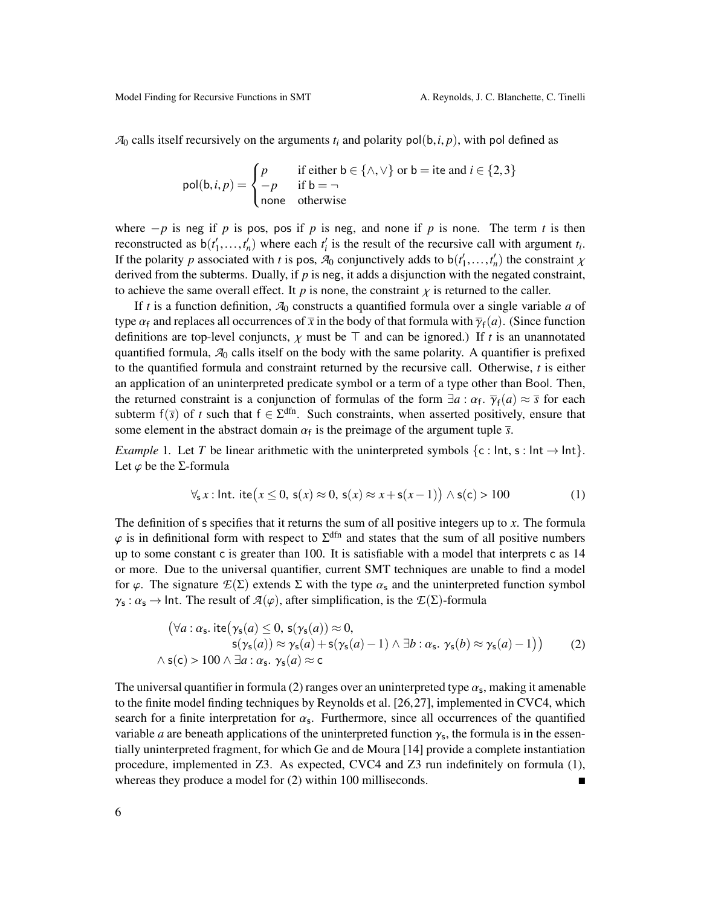$\mathcal{A}_0$ calls itself recursively on the arguments $t_i$ and polarity $\mathsf{pol}(\mathsf{b}, i, p)$, with $\mathsf{pol}$ defined as

$$\mathsf{pol}(\mathsf{b}, i, p) = \begin{cases} p & \text{if either } \mathsf{b} \in \{\wedge, \vee\} \text{ or } \mathsf{b} = \mathsf{ite} \text{ and } i \in \{2,3\} \\ -p & \text{if } \mathsf{b} = \neg \\ \mathsf{none} & \text{otherwise} \end{cases}$$

where $-p$ is $\mathsf{neg}$ if $p$ is $\mathsf{pos}$, $\mathsf{pos}$ if $p$ is $\mathsf{neg}$, and $\mathsf{none}$ if $p$ is $\mathsf{none}$. The term $t$ is then reconstructed as $\mathsf{b}(t'_1, \ldots, t'_n)$ where each $t'_i$ is the result of the recursive call with argument $t_i$. If the polarity $p$ associated with $t$ is $\mathsf{pos}$, $\mathcal{A}_0$ conjunctively adds to $\mathsf{b}(t'_1, \ldots, t'_n)$ the constraint $\chi$ derived from the subterms. Dually, if $p$ is $\mathsf{neg}$, it adds a disjunction with the negated constraint, to achieve the same overall effect. It $p$ is $\mathsf{none}$, the constraint $\chi$ is returned to the caller.

If $t$ is a function definition, $\mathcal{A}_0$ constructs a quantified formula over a single variable $a$ of type $\alpha_\mathsf{f}$ and replaces all occurrences of $\overline{x}$ in the body of that formula with $\overline{\gamma}_\mathsf{f}(a)$. (Since function definitions are top-level conjuncts, $\chi$ must be $\top$ and can be ignored.) If $t$ is an unannotated quantified formula, $\mathcal{A}_0$ calls itself on the body with the same polarity. A quantifier is prefixed to the quantified formula and constraint returned by the recursive call. Otherwise, $t$ is either an application of an uninterpreted predicate symbol or a term of a type other than $\mathsf{Bool}$. Then, the returned constraint is a conjunction of formulas of the form $\exists a : \alpha_\mathsf{f}.\ \overline{\gamma}_\mathsf{f}(a) \approx \overline{s}$ for each subterm $\mathsf{f}(\overline{s})$ of $t$ such that $\mathsf{f} \in \Sigma^{\text{dfn}}$. Such constraints, when asserted positively, ensure that some element in the abstract domain $\alpha_\mathsf{f}$ is the preimage of the argument tuple $\overline{s}$.

*Example* 1. Let $T$ be linear arithmetic with the uninterpreted symbols $\{\mathsf{c} : \mathsf{Int}, \mathsf{s} : \mathsf{Int} \to \mathsf{Int}\}$. Let $\varphi$ be the $\Sigma$-formula

$$\forall_\mathsf{s}\, x : \mathsf{Int}.\ \mathsf{ite}\big(x \leq 0,\ \mathsf{s}(x) \approx 0,\ \mathsf{s}(x) \approx x + \mathsf{s}(x-1)\big) \wedge \mathsf{s}(\mathsf{c}) > 100 \tag{1}$$

The definition of $\mathsf{s}$ specifies that it returns the sum of all positive integers up to $x$. The formula $\varphi$ is in definitional form with respect to $\Sigma^{\text{dfn}}$ and states that the sum of all positive numbers up to some constant $\mathsf{c}$ is greater than 100. It is satisfiable with a model that interprets $\mathsf{c}$ as 14 or more. Due to the universal quantifier, current SMT techniques are unable to find a model for $\varphi$. The signature $\mathcal{E}(\Sigma)$ extends $\Sigma$ with the type $\alpha_\mathsf{s}$ and the uninterpreted function symbol $\gamma_\mathsf{s} : \alpha_\mathsf{s} \to \mathsf{Int}$. The result of $\mathcal{A}(\varphi)$, after simplification, is the $\mathcal{E}(\Sigma)$-formula

$$\begin{aligned}
&\big(\forall a : \alpha_\mathsf{s}.\ \mathsf{ite}\big(\gamma_\mathsf{s}(a) \leq 0,\ \mathsf{s}(\gamma_\mathsf{s}(a)) \approx 0, \\
&\qquad\qquad \mathsf{s}(\gamma_\mathsf{s}(a)) \approx \gamma_\mathsf{s}(a) + \mathsf{s}(\gamma_\mathsf{s}(a) - 1) \wedge \exists b : \alpha_\mathsf{s}.\ \gamma_\mathsf{s}(b) \approx \gamma_\mathsf{s}(a) - 1\big)\big) \\
&\wedge \mathsf{s}(\mathsf{c}) > 100 \wedge \exists a : \alpha_\mathsf{s}.\ \gamma_\mathsf{s}(a) \approx \mathsf{c}
\end{aligned} \tag{2}$$

The universal quantifier in formula (2) ranges over an uninterpreted type $\alpha_\mathsf{s}$, making it amenable to the finite model finding techniques by Reynolds et al. [26,27], implemented in CVC4, which search for a finite interpretation for $\alpha_\mathsf{s}$. Furthermore, since all occurrences of the quantified variable $a$ are beneath applications of the uninterpreted function $\gamma_\mathsf{s}$, the formula is in the essentially uninterpreted fragment, for which Ge and de Moura [14] provide a complete instantiation procedure, implemented in Z3. As expected, CVC4 and Z3 run indefinitely on formula (1), whereas they produce a model for (2) within 100 milliseconds. ∎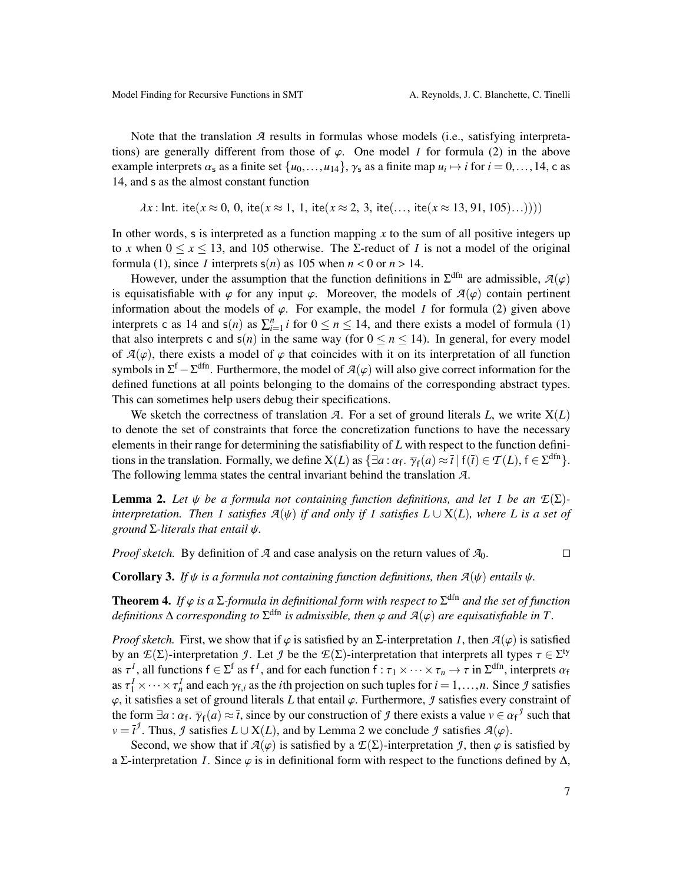Note that the translation $\mathcal{A}$ results in formulas whose models (i.e., satisfying interpretations) are generally different from those of $\varphi$. One model $I$ for formula (2) in the above example interprets $\alpha_{\mathsf{s}}$ as a finite set $\{u_0, \ldots, u_{14}\}$, $\gamma_{\mathsf{s}}$ as a finite map $u_i \mapsto i$ for $i = 0, \ldots, 14$, $\mathsf{c}$ as 14, and $\mathsf{s}$ as the almost constant function

$$\lambda x : \mathsf{Int}.\ \mathsf{ite}(x \approx 0,\ 0,\ \mathsf{ite}(x \approx 1,\ 1,\ \mathsf{ite}(x \approx 2,\ 3,\ \mathsf{ite}(\ldots,\ \mathsf{ite}(x \approx 13, 91, 105)\ldots))))$$

In other words, $\mathsf{s}$ is interpreted as a function mapping $x$ to the sum of all positive integers up to $x$ when $0 \le x \le 13$, and 105 otherwise. The $\Sigma$-reduct of $I$ is not a model of the original formula (1), since $I$ interprets $\mathsf{s}(n)$ as 105 when $n < 0$ or $n > 14$.

However, under the assumption that the function definitions in $\Sigma^{\text{dfn}}$ are admissible, $\mathcal{A}(\varphi)$ is equisatisfiable with $\varphi$ for any input $\varphi$. Moreover, the models of $\mathcal{A}(\varphi)$ contain pertinent information about the models of $\varphi$. For example, the model $I$ for formula (2) given above interprets $\mathsf{c}$ as 14 and $\mathsf{s}(n)$ as $\sum_{i=1}^{n} i$ for $0 \le n \le 14$, and there exists a model of formula (1) that also interprets $\mathsf{c}$ and $\mathsf{s}(n)$ in the same way (for $0 \le n \le 14$). In general, for every model of $\mathcal{A}(\varphi)$, there exists a model of $\varphi$ that coincides with it on its interpretation of all function symbols in $\Sigma^{\text{f}} - \Sigma^{\text{dfn}}$. Furthermore, the model of $\mathcal{A}(\varphi)$ will also give correct information for the defined functions at all points belonging to the domains of the corresponding abstract types. This can sometimes help users debug their specifications.

We sketch the correctness of translation $\mathcal{A}$. For a set of ground literals $L$, we write $\mathrm{X}(L)$ to denote the set of constraints that force the concretization functions to have the necessary elements in their range for determining the satisfiability of $L$ with respect to the function definitions in the translation. Formally, we define $\mathrm{X}(L)$ as $\{\exists a : \alpha_{\mathsf{f}}.\ \overline{\gamma}_{\mathsf{f}}(a) \approx \bar{t} \mid \mathsf{f}(\bar{t}) \in \mathcal{T}(L), \mathsf{f} \in \Sigma^{\text{dfn}}\}$. The following lemma states the central invariant behind the translation $\mathcal{A}$.

**Lemma 2.** *Let $\psi$ be a formula not containing function definitions, and let $I$ be an $\mathcal{E}(\Sigma)$-interpretation. Then $I$ satisfies $\mathcal{A}(\psi)$ if and only if $I$ satisfies $L \cup \mathrm{X}(L)$, where $L$ is a set of ground $\Sigma$-literals that entail $\psi$.*

*Proof sketch.* By definition of $\mathcal{A}$ and case analysis on the return values of $\mathcal{A}_0$. $\square$

**Corollary 3.** *If $\psi$ is a formula not containing function definitions, then $\mathcal{A}(\psi)$ entails $\psi$.*

**Theorem 4.** *If $\varphi$ is a $\Sigma$-formula in definitional form with respect to $\Sigma^{\text{dfn}}$ and the set of function definitions $\Delta$ corresponding to $\Sigma^{\text{dfn}}$ is admissible, then $\varphi$ and $\mathcal{A}(\varphi)$ are equisatisfiable in $T$.*

*Proof sketch.* First, we show that if $\varphi$ is satisfied by an $\Sigma$-interpretation $I$, then $\mathcal{A}(\varphi)$ is satisfied by an $\mathcal{E}(\Sigma)$-interpretation $\mathcal{J}$. Let $\mathcal{J}$ be the $\mathcal{E}(\Sigma)$-interpretation that interprets all types $\tau \in \Sigma^{\text{ty}}$ as $\tau^I$, all functions $\mathsf{f} \in \Sigma^{\text{f}}$ as $\mathsf{f}^I$, and for each function $\mathsf{f} : \tau_1 \times \cdots \times \tau_n \to \tau$ in $\Sigma^{\text{dfn}}$, interprets $\alpha_{\mathsf{f}}$ as $\tau_1^I \times \cdots \times \tau_n^I$ and each $\gamma_{\mathsf{f},i}$ as the $i$th projection on such tuples for $i = 1, \ldots, n$. Since $\mathcal{J}$ satisfies $\varphi$, it satisfies a set of ground literals $L$ that entail $\varphi$. Furthermore, $\mathcal{J}$ satisfies every constraint of the form $\exists a : \alpha_{\mathsf{f}}.\ \overline{\gamma}_{\mathsf{f}}(a) \approx \bar{t}$, since by our construction of $\mathcal{J}$ there exists a value $v \in \alpha_{\mathsf{f}}{}^{\mathcal{J}}$ such that $v = \bar{t}^{\mathcal{J}}$. Thus, $\mathcal{J}$ satisfies $L \cup \mathrm{X}(L)$, and by Lemma 2 we conclude $\mathcal{J}$ satisfies $\mathcal{A}(\varphi)$.

Second, we show that if $\mathcal{A}(\varphi)$ is satisfied by a $\mathcal{E}(\Sigma)$-interpretation $\mathcal{J}$, then $\varphi$ is satisfied by a $\Sigma$-interpretation $I$. Since $\varphi$ is in definitional form with respect to the functions defined by $\Delta$,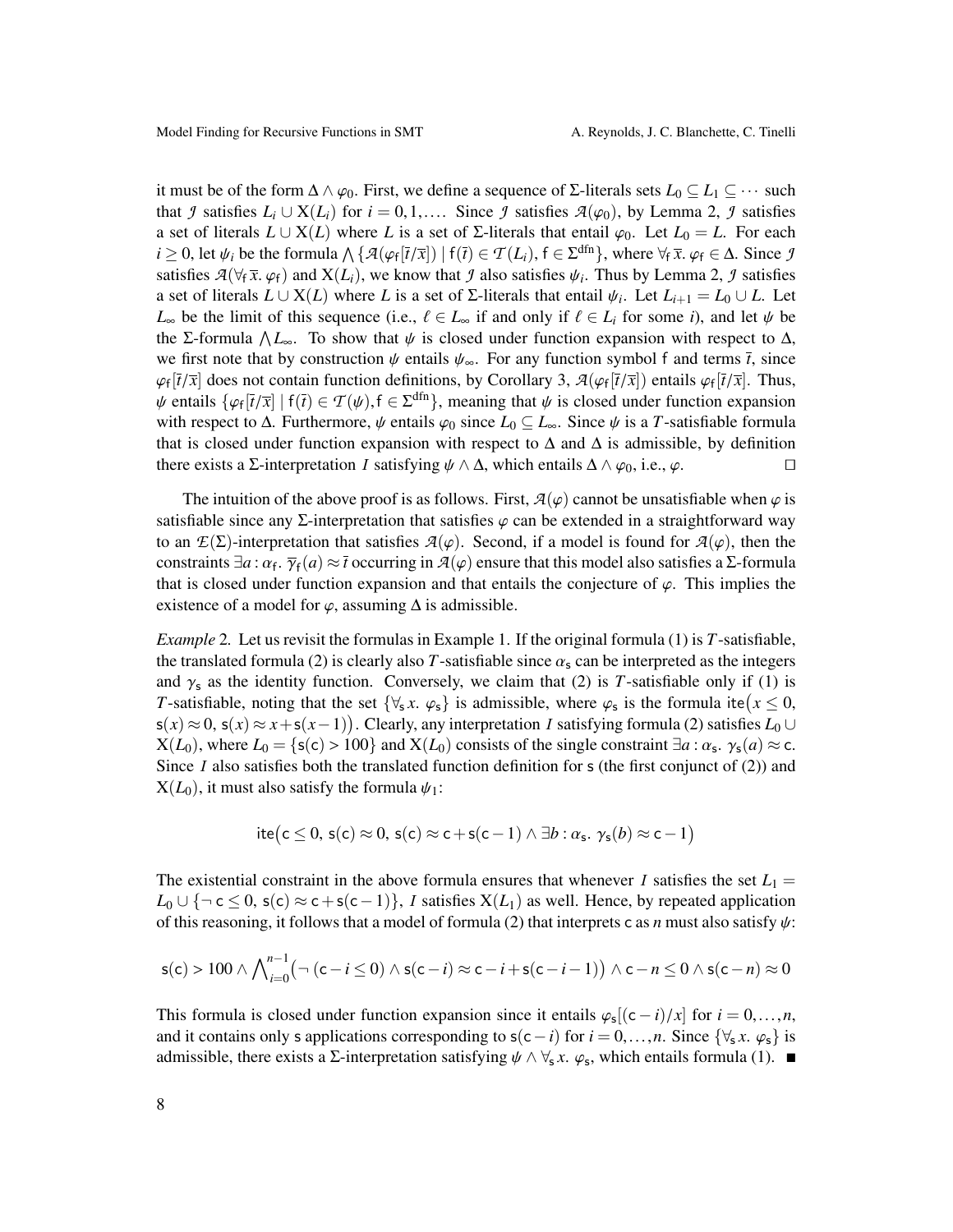it must be of the form $\Delta \wedge \varphi_0$. First, we define a sequence of $\Sigma$-literals sets $L_0 \subseteq L_1 \subseteq \cdots$ such that $\mathcal{J}$ satisfies $L_i \cup \mathrm{X}(L_i)$ for $i = 0, 1, \ldots$. Since $\mathcal{J}$ satisfies $\mathcal{A}(\varphi_0)$, by Lemma 2, $\mathcal{J}$ satisfies a set of literals $L \cup \mathrm{X}(L)$ where $L$ is a set of $\Sigma$-literals that entail $\varphi_0$. Let $L_0 = L$. For each $i \geq 0$, let $\psi_i$ be the formula $\bigwedge\{\mathcal{A}(\varphi_\mathsf{f}[\bar{t}/\bar{x}]) \mid \mathsf{f}(\bar{t}) \in \mathcal{T}(L_i), \mathsf{f} \in \Sigma^{\mathrm{dfn}}\}$, where $\forall_\mathsf{f}\, \bar{x}.\, \varphi_\mathsf{f} \in \Delta$. Since $\mathcal{J}$ satisfies $\mathcal{A}(\forall_\mathsf{f}\, \bar{x}.\, \varphi_\mathsf{f})$ and $\mathrm{X}(L_i)$, we know that $\mathcal{J}$ also satisfies $\psi_i$. Thus by Lemma 2, $\mathcal{J}$ satisfies a set of literals $L \cup \mathrm{X}(L)$ where $L$ is a set of $\Sigma$-literals that entail $\psi_i$. Let $L_{i+1} = L_0 \cup L$. Let $L_\infty$ be the limit of this sequence (i.e., $\ell \in L_\infty$ if and only if $\ell \in L_i$ for some $i$), and let $\psi$ be the $\Sigma$-formula $\bigwedge L_\infty$. To show that $\psi$ is closed under function expansion with respect to $\Delta$, we first note that by construction $\psi$ entails $\psi_\infty$. For any function symbol $\mathsf{f}$ and terms $\bar{t}$, since $\varphi_\mathsf{f}[\bar{t}/\bar{x}]$ does not contain function definitions, by Corollary 3, $\mathcal{A}(\varphi_\mathsf{f}[\bar{t}/\bar{x}])$ entails $\varphi_\mathsf{f}[\bar{t}/\bar{x}]$. Thus, $\psi$ entails $\{\varphi_\mathsf{f}[\bar{t}/\bar{x}] \mid \mathsf{f}(\bar{t}) \in \mathcal{T}(\psi), \mathsf{f} \in \Sigma^{\mathrm{dfn}}\}$, meaning that $\psi$ is closed under function expansion with respect to $\Delta$. Furthermore, $\psi$ entails $\varphi_0$ since $L_0 \subseteq L_\infty$. Since $\psi$ is a $T$-satisfiable formula that is closed under function expansion with respect to $\Delta$ and $\Delta$ is admissible, by definition there exists a $\Sigma$-interpretation $I$ satisfying $\psi \wedge \Delta$, which entails $\Delta \wedge \varphi_0$, i.e., $\varphi$. $\square$

The intuition of the above proof is as follows. First, $\mathcal{A}(\varphi)$ cannot be unsatisfiable when $\varphi$ is satisfiable since any $\Sigma$-interpretation that satisfies $\varphi$ can be extended in a straightforward way to an $\mathcal{E}(\Sigma)$-interpretation that satisfies $\mathcal{A}(\varphi)$. Second, if a model is found for $\mathcal{A}(\varphi)$, then the constraints $\exists a : \alpha_\mathsf{f}.\ \bar{\gamma}_\mathsf{f}(a) \approx \bar{t}$ occurring in $\mathcal{A}(\varphi)$ ensure that this model also satisfies a $\Sigma$-formula that is closed under function expansion and that entails the conjecture of $\varphi$. This implies the existence of a model for $\varphi$, assuming $\Delta$ is admissible.

*Example 2.* Let us revisit the formulas in Example 1. If the original formula (1) is $T$-satisfiable, the translated formula (2) is clearly also $T$-satisfiable since $\alpha_\mathsf{s}$ can be interpreted as the integers and $\gamma_\mathsf{s}$ as the identity function. Conversely, we claim that (2) is $T$-satisfiable only if (1) is $T$-satisfiable, noting that the set $\{\forall_\mathsf{s}\, x.\ \varphi_\mathsf{s}\}$ is admissible, where $\varphi_\mathsf{s}$ is the formula $\mathsf{ite}\big(x \leq 0,\ \mathsf{s}(x) \approx 0,\ \mathsf{s}(x) \approx x + \mathsf{s}(x-1)\big)$. Clearly, any interpretation $I$ satisfying formula (2) satisfies $L_0 \cup \mathrm{X}(L_0)$, where $L_0 = \{\mathsf{s}(\mathsf{c}) > 100\}$ and $\mathrm{X}(L_0)$ consists of the single constraint $\exists a : \alpha_\mathsf{s}.\ \gamma_\mathsf{s}(a) \approx \mathsf{c}$. Since $I$ also satisfies both the translated function definition for $\mathsf{s}$ (the first conjunct of (2)) and $\mathrm{X}(L_0)$, it must also satisfy the formula $\psi_1$:

$$\mathsf{ite}\big(\mathsf{c} \leq 0,\ \mathsf{s}(\mathsf{c}) \approx 0,\ \mathsf{s}(\mathsf{c}) \approx \mathsf{c} + \mathsf{s}(\mathsf{c}-1) \wedge \exists b : \alpha_\mathsf{s}.\ \gamma_\mathsf{s}(b) \approx \mathsf{c} - 1\big)$$

The existential constraint in the above formula ensures that whenever $I$ satisfies the set $L_1 = L_0 \cup \{\neg\, \mathsf{c} \leq 0,\ \mathsf{s}(\mathsf{c}) \approx \mathsf{c} + \mathsf{s}(\mathsf{c}-1)\}$, $I$ satisfies $\mathrm{X}(L_1)$ as well. Hence, by repeated application of this reasoning, it follows that a model of formula (2) that interprets $\mathsf{c}$ as $n$ must also satisfy $\psi$:

$$\mathsf{s}(\mathsf{c}) > 100 \wedge \bigwedge_{i=0}^{n-1}\big(\neg\,(\mathsf{c} - i \leq 0) \wedge \mathsf{s}(\mathsf{c}-i) \approx \mathsf{c} - i + \mathsf{s}(\mathsf{c}-i-1)\big) \wedge \mathsf{c} - n \leq 0 \wedge \mathsf{s}(\mathsf{c}-n) \approx 0$$

This formula is closed under function expansion since it entails $\varphi_\mathsf{s}[(\mathsf{c}-i)/x]$ for $i = 0, \ldots, n$, and it contains only $\mathsf{s}$ applications corresponding to $\mathsf{s}(\mathsf{c}-i)$ for $i = 0, \ldots, n$. Since $\{\forall_\mathsf{s}\, x.\ \varphi_\mathsf{s}\}$ is admissible, there exists a $\Sigma$-interpretation satisfying $\psi \wedge \forall_\mathsf{s}\, x.\ \varphi_\mathsf{s}$, which entails formula (1). $\blacksquare$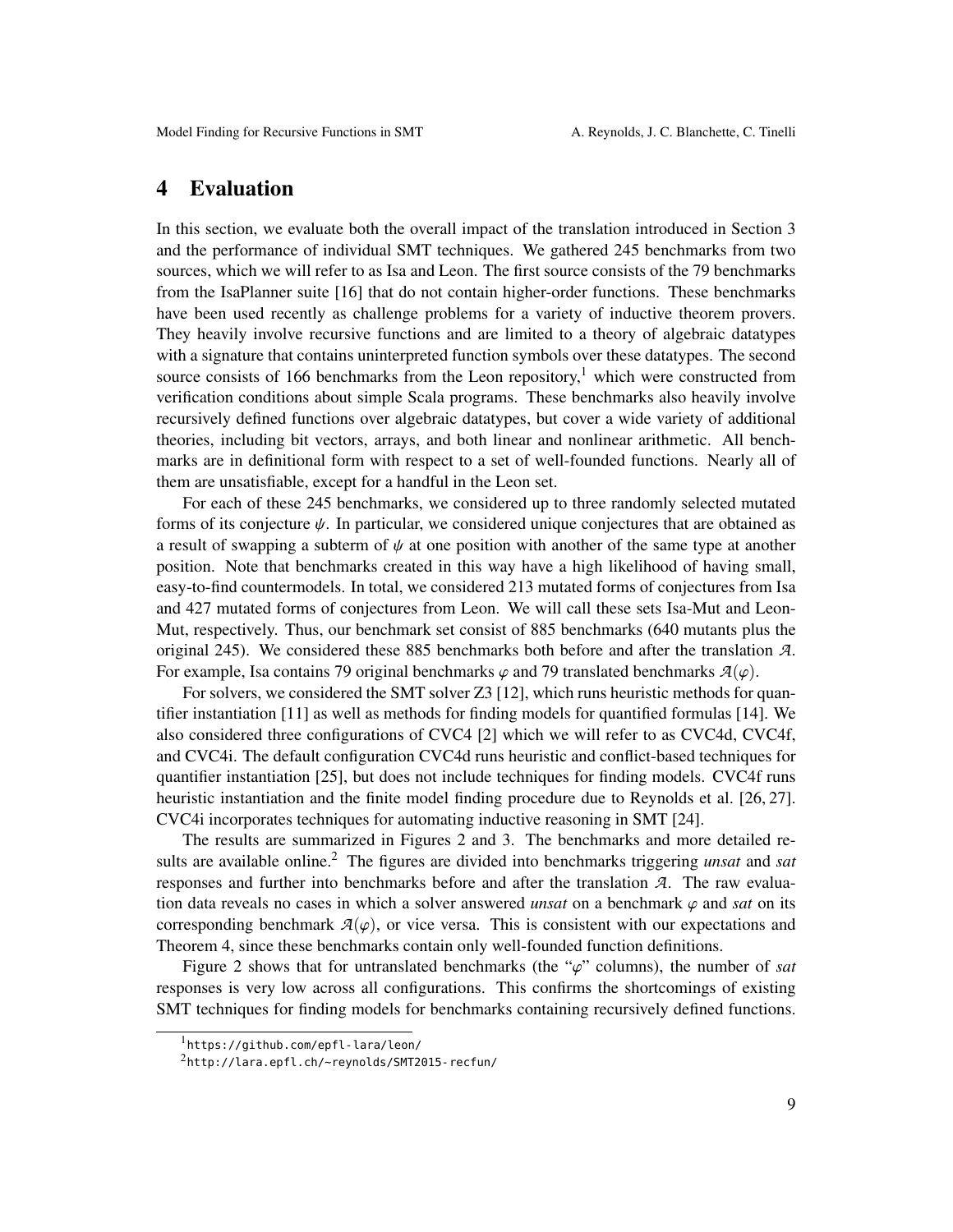# 4 Evaluation

In this section, we evaluate both the overall impact of the translation introduced in Section 3 and the performance of individual SMT techniques. We gathered 245 benchmarks from two sources, which we will refer to as Isa and Leon. The first source consists of the 79 benchmarks from the IsaPlanner suite [16] that do not contain higher-order functions. These benchmarks have been used recently as challenge problems for a variety of inductive theorem provers. They heavily involve recursive functions and are limited to a theory of algebraic datatypes with a signature that contains uninterpreted function symbols over these datatypes. The second source consists of 166 benchmarks from the Leon repository,[1] which were constructed from verification conditions about simple Scala programs. These benchmarks also heavily involve recursively defined functions over algebraic datatypes, but cover a wide variety of additional theories, including bit vectors, arrays, and both linear and nonlinear arithmetic. All benchmarks are in definitional form with respect to a set of well-founded functions. Nearly all of them are unsatisfiable, except for a handful in the Leon set.

For each of these 245 benchmarks, we considered up to three randomly selected mutated forms of its conjecture $\psi$. In particular, we considered unique conjectures that are obtained as a result of swapping a subterm of $\psi$ at one position with another of the same type at another position. Note that benchmarks created in this way have a high likelihood of having small, easy-to-find countermodels. In total, we considered 213 mutated forms of conjectures from Isa and 427 mutated forms of conjectures from Leon. We will call these sets Isa-Mut and Leon-Mut, respectively. Thus, our benchmark set consist of 885 benchmarks (640 mutants plus the original 245). We considered these 885 benchmarks both before and after the translation $\mathcal{A}$. For example, Isa contains 79 original benchmarks $\varphi$ and 79 translated benchmarks $\mathcal{A}(\varphi)$.

For solvers, we considered the SMT solver Z3 [12], which runs heuristic methods for quantifier instantiation [11] as well as methods for finding models for quantified formulas [14]. We also considered three configurations of CVC4 [2] which we will refer to as CVC4d, CVC4f, and CVC4i. The default configuration CVC4d runs heuristic and conflict-based techniques for quantifier instantiation [25], but does not include techniques for finding models. CVC4f runs heuristic instantiation and the finite model finding procedure due to Reynolds et al. [26, 27]. CVC4i incorporates techniques for automating inductive reasoning in SMT [24].

The results are summarized in Figures 2 and 3. The benchmarks and more detailed results are available online.[2] The figures are divided into benchmarks triggering *unsat* and *sat* responses and further into benchmarks before and after the translation $\mathcal{A}$. The raw evaluation data reveals no cases in which a solver answered *unsat* on a benchmark $\varphi$ and *sat* on its corresponding benchmark $\mathcal{A}(\varphi)$, or vice versa. This is consistent with our expectations and Theorem 4, since these benchmarks contain only well-founded function definitions.

Figure 2 shows that for untranslated benchmarks (the "$\varphi$" columns), the number of *sat* responses is very low across all configurations. This confirms the shortcomings of existing SMT techniques for finding models for benchmarks containing recursively defined functions.

[1] `https://github.com/epfl-lara/leon/`

[2] `http://lara.epfl.ch/~reynolds/SMT2015-recfun/`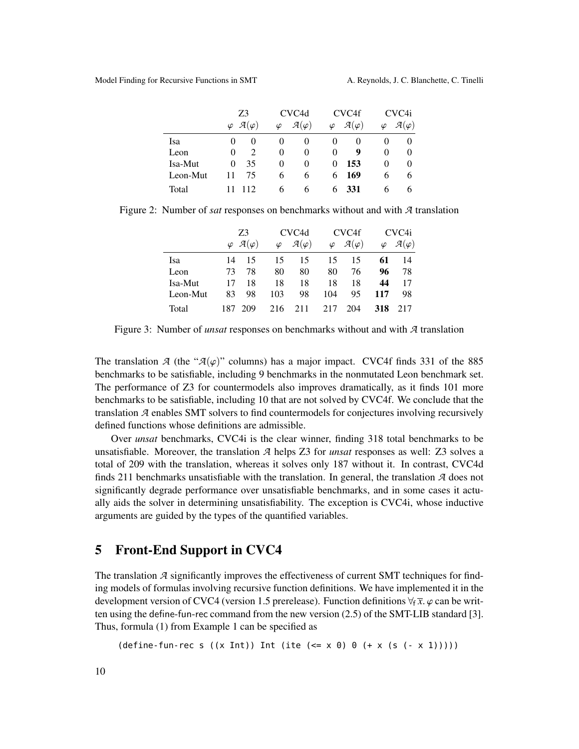| | Z3 | | CVC4d | | CVC4f | | CVC4i | |
|---|---|---|---|---|---|---|---|---|
| | $\varphi$ | $\mathcal{A}(\varphi)$ | $\varphi$ | $\mathcal{A}(\varphi)$ | $\varphi$ | $\mathcal{A}(\varphi)$ | $\varphi$ | $\mathcal{A}(\varphi)$ |
| Isa | 0 | 0 | 0 | 0 | 0 | 0 | 0 | 0 |
| Leon | 0 | 2 | 0 | 0 | 0 | **9** | 0 | 0 |
| Isa-Mut | 0 | 35 | 0 | 0 | 0 | **153** | 0 | 0 |
| Leon-Mut | 11 | 75 | 6 | 6 | 6 | **169** | 6 | 6 |
| Total | 11 | 112 | 6 | 6 | 6 | **331** | 6 | 6 |

Figure 2: Number of *sat* responses on benchmarks without and with $\mathcal{A}$ translation

| | Z3 | | CVC4d | | CVC4f | | CVC4i | |
|---|---|---|---|---|---|---|---|---|
| | $\varphi$ | $\mathcal{A}(\varphi)$ | $\varphi$ | $\mathcal{A}(\varphi)$ | $\varphi$ | $\mathcal{A}(\varphi)$ | $\varphi$ | $\mathcal{A}(\varphi)$ |
| Isa | 14 | 15 | 15 | 15 | 15 | 15 | **61** | 14 |
| Leon | 73 | 78 | 80 | 80 | 80 | 76 | **96** | 78 |
| Isa-Mut | 17 | 18 | 18 | 18 | 18 | 18 | **44** | 17 |
| Leon-Mut | 83 | 98 | 103 | 98 | 104 | 95 | **117** | 98 |
| Total | 187 | 209 | 216 | 211 | 217 | 204 | **318** | 217 |

Figure 3: Number of *unsat* responses on benchmarks without and with $\mathcal{A}$ translation

The translation $\mathcal{A}$ (the "$\mathcal{A}(\varphi)$" columns) has a major impact. CVC4f finds 331 of the 885 benchmarks to be satisfiable, including 9 benchmarks in the nonmutated Leon benchmark set. The performance of Z3 for countermodels also improves dramatically, as it finds 101 more benchmarks to be satisfiable, including 10 that are not solved by CVC4f. We conclude that the translation $\mathcal{A}$ enables SMT solvers to find countermodels for conjectures involving recursively defined functions whose definitions are admissible.

Over *unsat* benchmarks, CVC4i is the clear winner, finding 318 total benchmarks to be unsatisfiable. Moreover, the translation $\mathcal{A}$ helps Z3 for *unsat* responses as well: Z3 solves a total of 209 with the translation, whereas it solves only 187 without it. In contrast, CVC4d finds 211 benchmarks unsatisfiable with the translation. In general, the translation $\mathcal{A}$ does not significantly degrade performance over unsatisfiable benchmarks, and in some cases it actually aids the solver in determining unsatisfiability. The exception is CVC4i, whose inductive arguments are guided by the types of the quantified variables.

## 5 Front-End Support in CVC4

The translation $\mathcal{A}$ significantly improves the effectiveness of current SMT techniques for finding models of formulas involving recursive function definitions. We have implemented it in the development version of CVC4 (version 1.5 prerelease). Function definitions $\forall_{\mathsf{f}}\,\overline{x}.\,\varphi$ can be written using the define-fun-rec command from the new version (2.5) of the SMT-LIB standard [3]. Thus, formula (1) from Example 1 can be specified as

```
(define-fun-rec s ((x Int)) Int (ite (<= x 0) 0 (+ x (s (- x 1)))))
```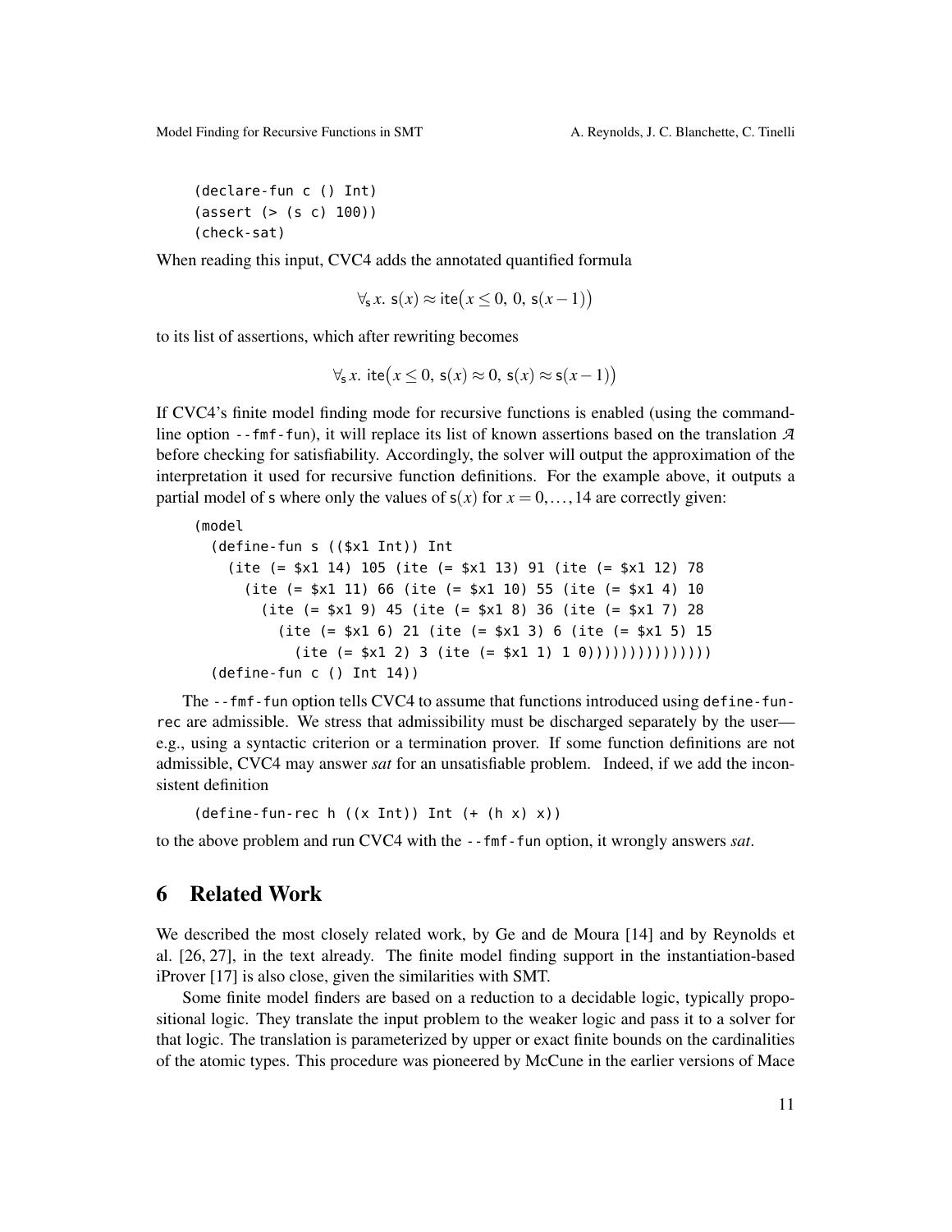```
(declare-fun c () Int)
(assert (> (s c) 100))
(check-sat)
```

When reading this input, CVC4 adds the annotated quantified formula

$$\forall_{\mathsf{s}}\, x.\ \mathsf{s}(x) \approx \mathsf{ite}\big(x \leq 0,\ 0,\ \mathsf{s}(x-1)\big)$$

to its list of assertions, which after rewriting becomes

$$\forall_{\mathsf{s}}\, x.\ \mathsf{ite}\big(x \leq 0,\ \mathsf{s}(x) \approx 0,\ \mathsf{s}(x) \approx \mathsf{s}(x-1)\big)$$

If CVC4's finite model finding mode for recursive functions is enabled (using the command-line option `--fmf-fun`), it will replace its list of known assertions based on the translation $\mathcal{A}$ before checking for satisfiability. Accordingly, the solver will output the approximation of the interpretation it used for recursive function definitions. For the example above, it outputs a partial model of s where only the values of $\mathsf{s}(x)$ for $x = 0, \ldots, 14$ are correctly given:

```
(model
  (define-fun s (($x1 Int)) Int
    (ite (= $x1 14) 105 (ite (= $x1 13) 91 (ite (= $x1 12) 78
      (ite (= $x1 11) 66 (ite (= $x1 10) 55 (ite (= $x1 4) 10
        (ite (= $x1 9) 45 (ite (= $x1 8) 36 (ite (= $x1 7) 28
          (ite (= $x1 6) 21 (ite (= $x1 3) 6 (ite (= $x1 5) 15
            (ite (= $x1 2) 3 (ite (= $x1 1) 1 0)))))))))))))))
  (define-fun c () Int 14))
```

The `--fmf-fun` option tells CVC4 to assume that functions introduced using `define-fun-rec` are admissible. We stress that admissibility must be discharged separately by the user—e.g., using a syntactic criterion or a termination prover. If some function definitions are not admissible, CVC4 may answer *sat* for an unsatisfiable problem. Indeed, if we add the inconsistent definition

```
(define-fun-rec h ((x Int)) Int (+ (h x) x))
```

to the above problem and run CVC4 with the `--fmf-fun` option, it wrongly answers *sat*.

## 6 Related Work

We described the most closely related work, by Ge and de Moura [14] and by Reynolds et al. [26, 27], in the text already. The finite model finding support in the instantiation-based iProver [17] is also close, given the similarities with SMT.

Some finite model finders are based on a reduction to a decidable logic, typically propositional logic. They translate the input problem to the weaker logic and pass it to a solver for that logic. The translation is parameterized by upper or exact finite bounds on the cardinalities of the atomic types. This procedure was pioneered by McCune in the earlier versions of Mace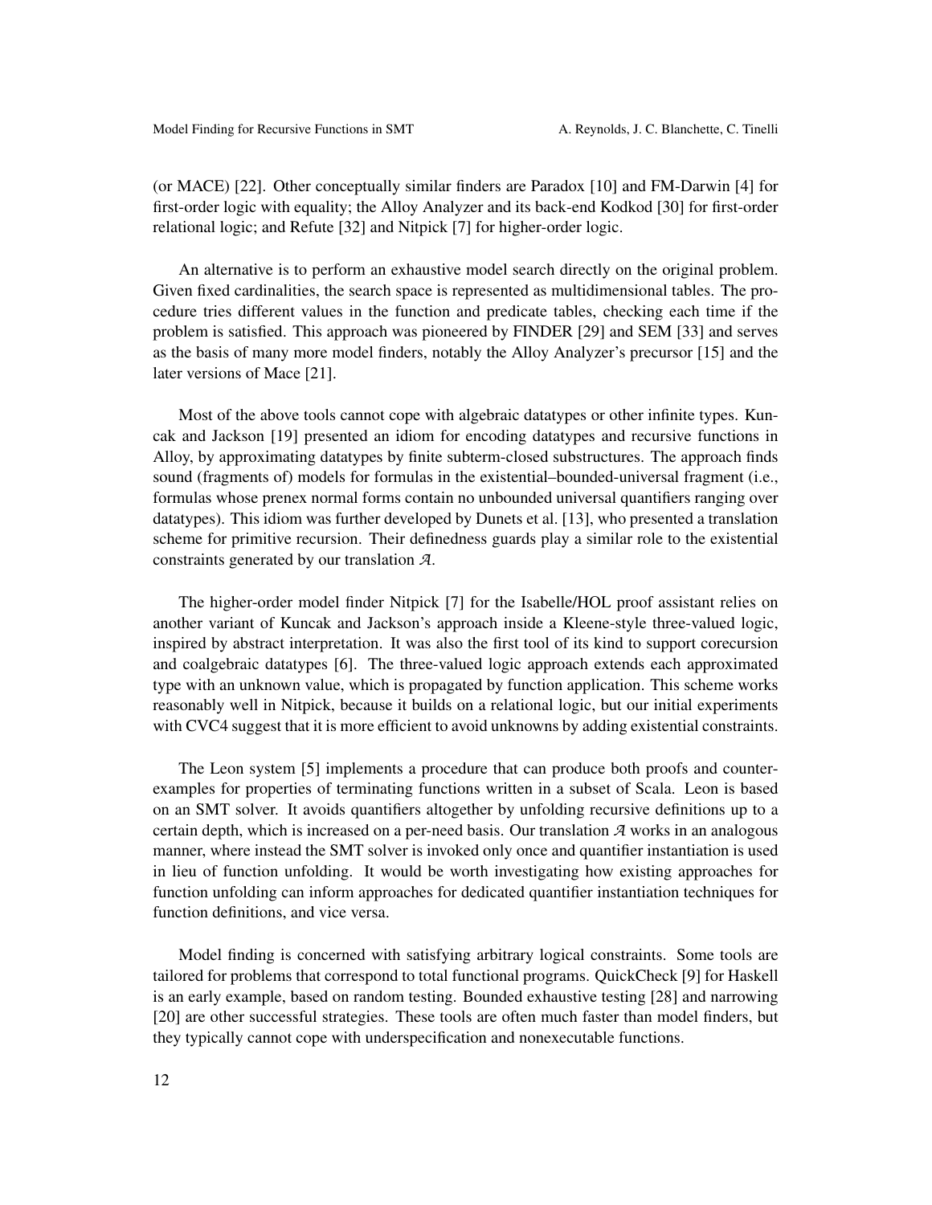(or MACE) [22]. Other conceptually similar finders are Paradox [10] and FM-Darwin [4] for first-order logic with equality; the Alloy Analyzer and its back-end Kodkod [30] for first-order relational logic; and Refute [32] and Nitpick [7] for higher-order logic.

An alternative is to perform an exhaustive model search directly on the original problem. Given fixed cardinalities, the search space is represented as multidimensional tables. The procedure tries different values in the function and predicate tables, checking each time if the problem is satisfied. This approach was pioneered by FINDER [29] and SEM [33] and serves as the basis of many more model finders, notably the Alloy Analyzer's precursor [15] and the later versions of Mace [21].

Most of the above tools cannot cope with algebraic datatypes or other infinite types. Kuncak and Jackson [19] presented an idiom for encoding datatypes and recursive functions in Alloy, by approximating datatypes by finite subterm-closed substructures. The approach finds sound (fragments of) models for formulas in the existential–bounded-universal fragment (i.e., formulas whose prenex normal forms contain no unbounded universal quantifiers ranging over datatypes). This idiom was further developed by Dunets et al. [13], who presented a translation scheme for primitive recursion. Their definedness guards play a similar role to the existential constraints generated by our translation $\mathcal{A}$.

The higher-order model finder Nitpick [7] for the Isabelle/HOL proof assistant relies on another variant of Kuncak and Jackson's approach inside a Kleene-style three-valued logic, inspired by abstract interpretation. It was also the first tool of its kind to support corecursion and coalgebraic datatypes [6]. The three-valued logic approach extends each approximated type with an unknown value, which is propagated by function application. This scheme works reasonably well in Nitpick, because it builds on a relational logic, but our initial experiments with CVC4 suggest that it is more efficient to avoid unknowns by adding existential constraints.

The Leon system [5] implements a procedure that can produce both proofs and counterexamples for properties of terminating functions written in a subset of Scala. Leon is based on an SMT solver. It avoids quantifiers altogether by unfolding recursive definitions up to a certain depth, which is increased on a per-need basis. Our translation $\mathcal{A}$ works in an analogous manner, where instead the SMT solver is invoked only once and quantifier instantiation is used in lieu of function unfolding. It would be worth investigating how existing approaches for function unfolding can inform approaches for dedicated quantifier instantiation techniques for function definitions, and vice versa.

Model finding is concerned with satisfying arbitrary logical constraints. Some tools are tailored for problems that correspond to total functional programs. QuickCheck [9] for Haskell is an early example, based on random testing. Bounded exhaustive testing [28] and narrowing [20] are other successful strategies. These tools are often much faster than model finders, but they typically cannot cope with underspecification and nonexecutable functions.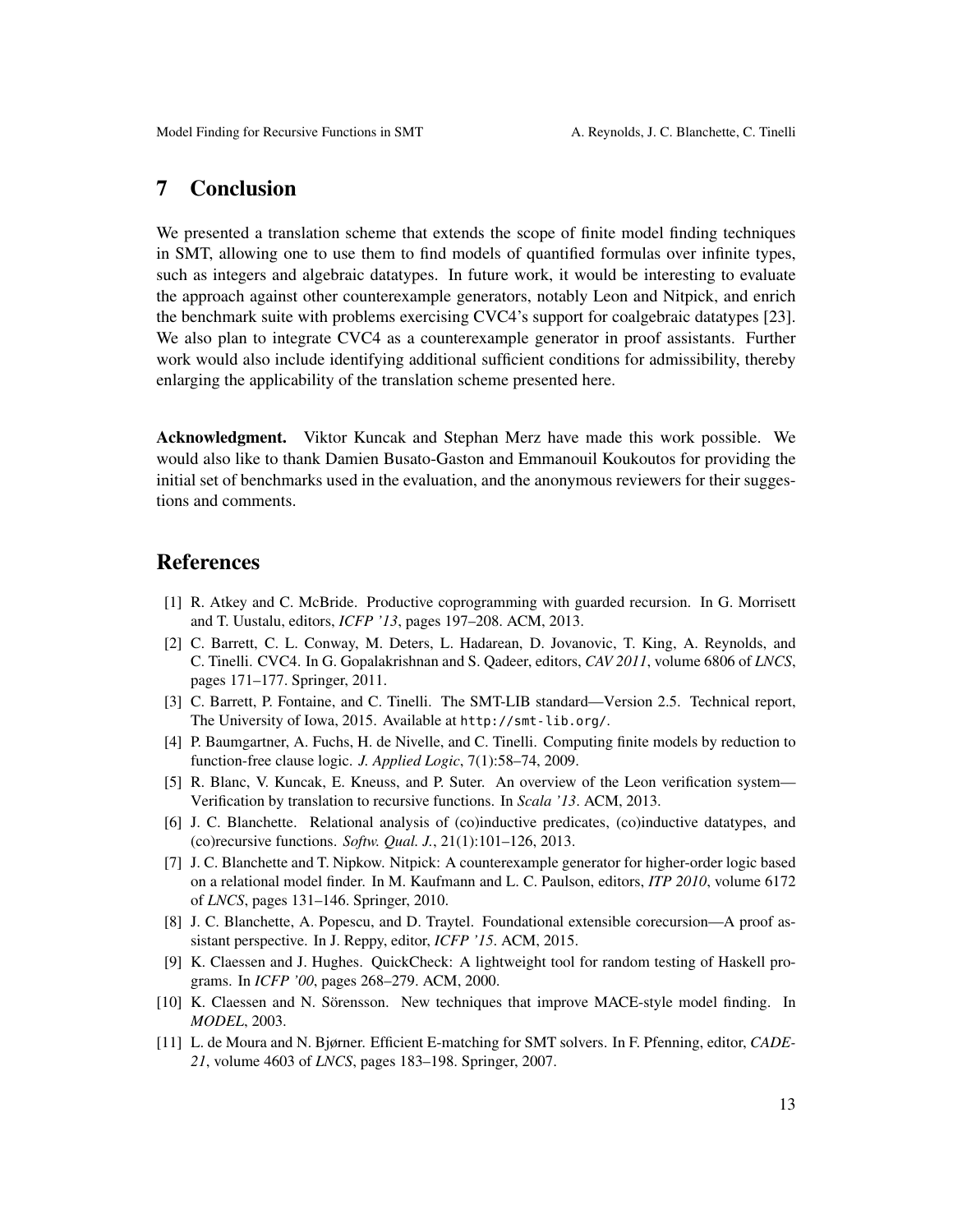## 7 Conclusion

We presented a translation scheme that extends the scope of finite model finding techniques in SMT, allowing one to use them to find models of quantified formulas over infinite types, such as integers and algebraic datatypes. In future work, it would be interesting to evaluate the approach against other counterexample generators, notably Leon and Nitpick, and enrich the benchmark suite with problems exercising CVC4's support for coalgebraic datatypes [23]. We also plan to integrate CVC4 as a counterexample generator in proof assistants. Further work would also include identifying additional sufficient conditions for admissibility, thereby enlarging the applicability of the translation scheme presented here.

**Acknowledgment.** Viktor Kuncak and Stephan Merz have made this work possible. We would also like to thank Damien Busato-Gaston and Emmanouil Koukoutos for providing the initial set of benchmarks used in the evaluation, and the anonymous reviewers for their suggestions and comments.

## References

[1] R. Atkey and C. McBride. Productive coprogramming with guarded recursion. In G. Morrisett and T. Uustalu, editors, *ICFP '13*, pages 197–208. ACM, 2013.

[2] C. Barrett, C. L. Conway, M. Deters, L. Hadarean, D. Jovanovic, T. King, A. Reynolds, and C. Tinelli. CVC4. In G. Gopalakrishnan and S. Qadeer, editors, *CAV 2011*, volume 6806 of *LNCS*, pages 171–177. Springer, 2011.

[3] C. Barrett, P. Fontaine, and C. Tinelli. The SMT-LIB standard—Version 2.5. Technical report, The University of Iowa, 2015. Available at http://smt-lib.org/.

[4] P. Baumgartner, A. Fuchs, H. de Nivelle, and C. Tinelli. Computing finite models by reduction to function-free clause logic. *J. Applied Logic*, 7(1):58–74, 2009.

[5] R. Blanc, V. Kuncak, E. Kneuss, and P. Suter. An overview of the Leon verification system—Verification by translation to recursive functions. In *Scala '13*. ACM, 2013.

[6] J. C. Blanchette. Relational analysis of (co)inductive predicates, (co)inductive datatypes, and (co)recursive functions. *Softw. Qual. J.*, 21(1):101–126, 2013.

[7] J. C. Blanchette and T. Nipkow. Nitpick: A counterexample generator for higher-order logic based on a relational model finder. In M. Kaufmann and L. C. Paulson, editors, *ITP 2010*, volume 6172 of *LNCS*, pages 131–146. Springer, 2010.

[8] J. C. Blanchette, A. Popescu, and D. Traytel. Foundational extensible corecursion—A proof assistant perspective. In J. Reppy, editor, *ICFP '15*. ACM, 2015.

[9] K. Claessen and J. Hughes. QuickCheck: A lightweight tool for random testing of Haskell programs. In *ICFP '00*, pages 268–279. ACM, 2000.

[10] K. Claessen and N. Sörensson. New techniques that improve MACE-style model finding. In *MODEL*, 2003.

[11] L. de Moura and N. Bjørner. Efficient E-matching for SMT solvers. In F. Pfenning, editor, *CADE-21*, volume 4603 of *LNCS*, pages 183–198. Springer, 2007.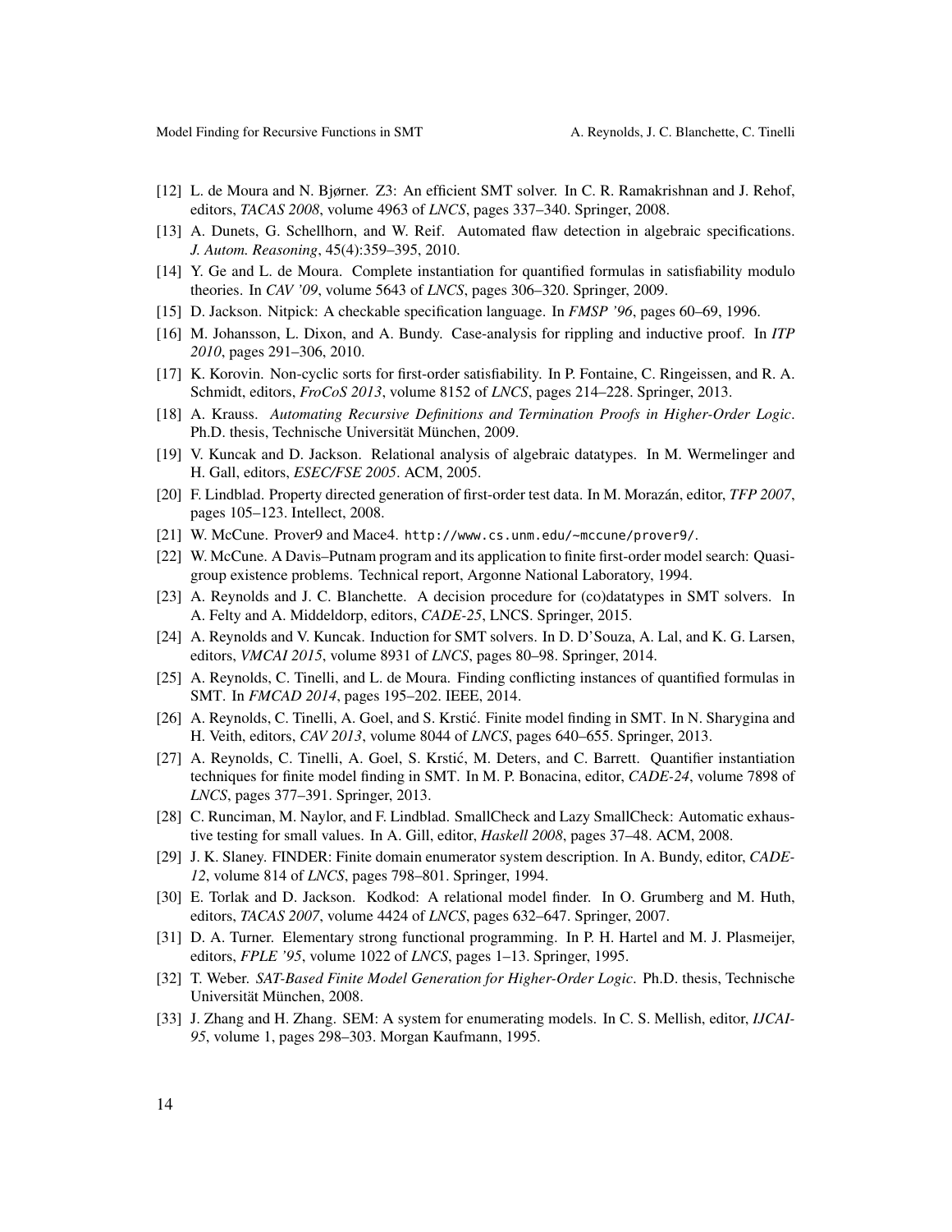[12] L. de Moura and N. Bjørner. Z3: An efficient SMT solver. In C. R. Ramakrishnan and J. Rehof, editors, *TACAS 2008*, volume 4963 of *LNCS*, pages 337–340. Springer, 2008.

[13] A. Dunets, G. Schellhorn, and W. Reif. Automated flaw detection in algebraic specifications. *J. Autom. Reasoning*, 45(4):359–395, 2010.

[14] Y. Ge and L. de Moura. Complete instantiation for quantified formulas in satisfiability modulo theories. In *CAV '09*, volume 5643 of *LNCS*, pages 306–320. Springer, 2009.

[15] D. Jackson. Nitpick: A checkable specification language. In *FMSP '96*, pages 60–69, 1996.

[16] M. Johansson, L. Dixon, and A. Bundy. Case-analysis for rippling and inductive proof. In *ITP 2010*, pages 291–306, 2010.

[17] K. Korovin. Non-cyclic sorts for first-order satisfiability. In P. Fontaine, C. Ringeissen, and R. A. Schmidt, editors, *FroCoS 2013*, volume 8152 of *LNCS*, pages 214–228. Springer, 2013.

[18] A. Krauss. *Automating Recursive Definitions and Termination Proofs in Higher-Order Logic*. Ph.D. thesis, Technische Universität München, 2009.

[19] V. Kuncak and D. Jackson. Relational analysis of algebraic datatypes. In M. Wermelinger and H. Gall, editors, *ESEC/FSE 2005*. ACM, 2005.

[20] F. Lindblad. Property directed generation of first-order test data. In M. Morazán, editor, *TFP 2007*, pages 105–123. Intellect, 2008.

[21] W. McCune. Prover9 and Mace4. http://www.cs.unm.edu/~mccune/prover9/.

[22] W. McCune. A Davis–Putnam program and its application to finite first-order model search: Quasigroup existence problems. Technical report, Argonne National Laboratory, 1994.

[23] A. Reynolds and J. C. Blanchette. A decision procedure for (co)datatypes in SMT solvers. In A. Felty and A. Middeldorp, editors, *CADE-25*, LNCS. Springer, 2015.

[24] A. Reynolds and V. Kuncak. Induction for SMT solvers. In D. D'Souza, A. Lal, and K. G. Larsen, editors, *VMCAI 2015*, volume 8931 of *LNCS*, pages 80–98. Springer, 2014.

[25] A. Reynolds, C. Tinelli, and L. de Moura. Finding conflicting instances of quantified formulas in SMT. In *FMCAD 2014*, pages 195–202. IEEE, 2014.

[26] A. Reynolds, C. Tinelli, A. Goel, and S. Krstić. Finite model finding in SMT. In N. Sharygina and H. Veith, editors, *CAV 2013*, volume 8044 of *LNCS*, pages 640–655. Springer, 2013.

[27] A. Reynolds, C. Tinelli, A. Goel, S. Krstić, M. Deters, and C. Barrett. Quantifier instantiation techniques for finite model finding in SMT. In M. P. Bonacina, editor, *CADE-24*, volume 7898 of *LNCS*, pages 377–391. Springer, 2013.

[28] C. Runciman, M. Naylor, and F. Lindblad. SmallCheck and Lazy SmallCheck: Automatic exhaustive testing for small values. In A. Gill, editor, *Haskell 2008*, pages 37–48. ACM, 2008.

[29] J. K. Slaney. FINDER: Finite domain enumerator system description. In A. Bundy, editor, *CADE-12*, volume 814 of *LNCS*, pages 798–801. Springer, 1994.

[30] E. Torlak and D. Jackson. Kodkod: A relational model finder. In O. Grumberg and M. Huth, editors, *TACAS 2007*, volume 4424 of *LNCS*, pages 632–647. Springer, 2007.

[31] D. A. Turner. Elementary strong functional programming. In P. H. Hartel and M. J. Plasmeijer, editors, *FPLE '95*, volume 1022 of *LNCS*, pages 1–13. Springer, 1995.

[32] T. Weber. *SAT-Based Finite Model Generation for Higher-Order Logic*. Ph.D. thesis, Technische Universität München, 2008.

[33] J. Zhang and H. Zhang. SEM: A system for enumerating models. In C. S. Mellish, editor, *IJCAI-95*, volume 1, pages 298–303. Morgan Kaufmann, 1995.